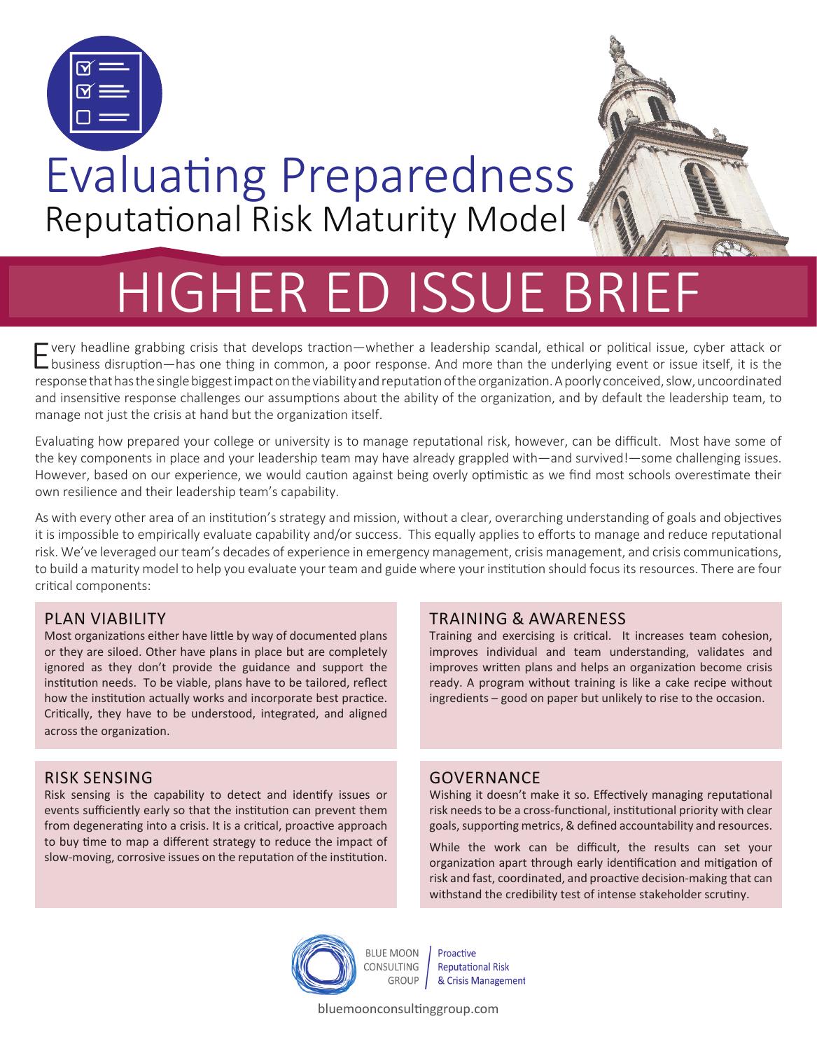# Evaluating Preparedness

## Reputational Risk Maturity Model

# HIGHER ED ISSUE BRIEF

Every headline grabbing crisis that develops traction—whether a leadership scandal, ethical or political issue, cyber attack or business disruption—has one thing in common, a poor response. And more than the underlying event or issue itself, it is the response that has the single biggest impact on the viability and reputation of the organization. A poorly conceived, slow, uncoordinated and insensitive response challenges our assumptions about the ability of the organization, and by default the leadership team, to manage not just the crisis at hand but the organization itself.

Evaluating how prepared your college or university is to manage reputational risk, however, can be difficult. Most have some of the key components in place and your leadership team may have already grappled with—and survived!—some challenging issues. However, based on our experience, we would caution against being overly optimistic as we find most schools overestimate their own resilience and their leadership team's capability.

As with every other area of an institution's strategy and mission, without a clear, overarching understanding of goals and objectives it is impossible to empirically evaluate capability and/or success. This equally applies to efforts to manage and reduce reputational risk. We've leveraged our team's decades of experience in emergency management, crisis management, and crisis communications, to build a maturity model to help you evaluate your team and guide where your institution should focus its resources. There are four critical components:

### PLAN VIABILITY

Most organizations either have little by way of documented plans or they are siloed. Other have plans in place but are completely ignored as they don't provide the guidance and support the institution needs. To be viable, plans have to be tailored, reflect how the institution actually works and incorporate best practice. Critically, they have to be understood, integrated, and aligned across the organization.

### TRAINING & AWARENESS

Training and exercising is critical. It increases team cohesion, improves individual and team understanding, validates and improves written plans and helps an organization become crisis ready. A program without training is like a cake recipe without ingredients – good on paper but unlikely to rise to the occasion.

### RISK SENSING

Risk sensing is the capability to detect and identify issues or events sufficiently early so that the institution can prevent them from degenerating into a crisis. It is a critical, proactive approach to buy time to map a different strategy to reduce the impact of slow-moving, corrosive issues on the reputation of the institution.

### GOVERNANCE

Wishing it doesn't make it so. Effectively managing reputational risk needs to be a cross-functional, institutional priority with clear goals, supporting metrics, & defined accountability and resources.

While the work can be difficult, the results can set your organization apart through early identification and mitigation of risk and fast, coordinated, and proactive decision-making that can withstand the credibility test of intense stakeholder scrutiny.

BLUE MOON CONSULTING GROUP | Proactive Reputational Risk & Crisis Management

bluemoonconsultinggroup.com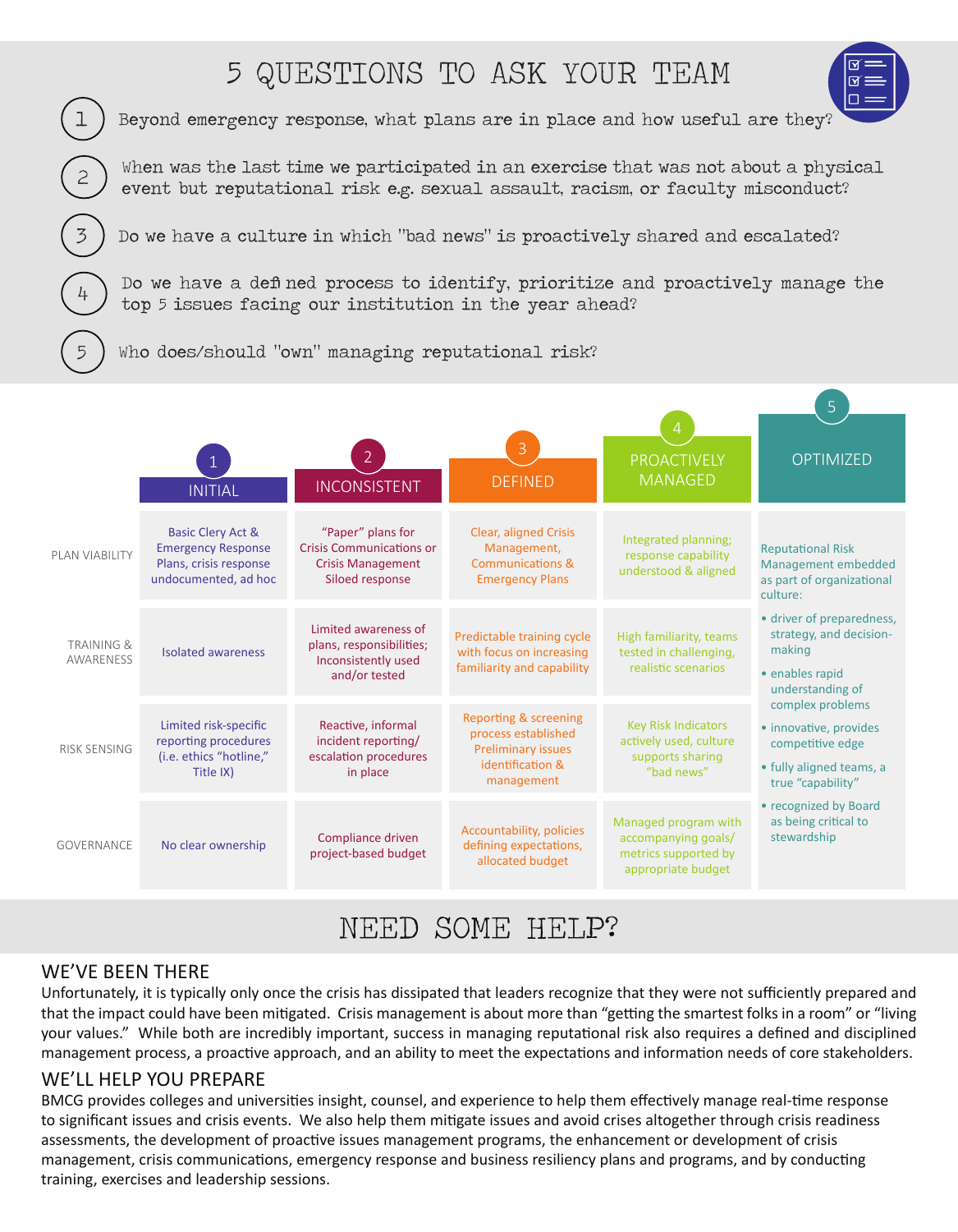# 5 QUESTIONS TO ASK YOUR TEAM

1. Beyond emergency response, what plans are in place and how useful are they?
2. When was the last time we participated in an exercise that was not about a physical event but reputational risk e.g. sexual assault, racism, or faculty misconduct?
3. Do we have a culture in which "bad news" is proactively shared and escalated?
4. Do we have a defined process to identify, prioritize and proactively manage the top 5 issues facing our institution in the year ahead?
5. Who does/should "own" managing reputational risk?

| | 1 INITIAL | 2 INCONSISTENT | 3 DEFINED | 4 PROACTIVELY MANAGED | 5 OPTIMIZED |
|---|---|---|---|---|---|
| PLAN VIABILITY | Basic Clery Act & Emergency Response Plans, crisis response undocumented, ad hoc | "Paper" plans for Crisis Communications or Crisis Management Siloed response | Clear, aligned Crisis Management, Communications & Emergency Plans | Integrated planning; response capability understood & aligned | Reputational Risk Management embedded as part of organizational culture: • driver of preparedness, strategy, and decision-making • enables rapid understanding of complex problems • innovative, provides competitive edge • fully aligned teams, a true "capability" • recognized by Board as being critical to stewardship |
| TRAINING & AWARENESS | Isolated awareness | Limited awareness of plans, responsibilities; Inconsistently used and/or tested | Predictable training cycle with focus on increasing familiarity and capability | High familiarity, teams tested in challenging, realistic scenarios | |
| RISK SENSING | Limited risk-specific reporting procedures (i.e. ethics "hotline," Title IX) | Reactive, informal incident reporting/ escalation procedures in place | Reporting & screening process established Preliminary issues identification & management | Key Risk Indicators actively used, culture supports sharing "bad news" | |
| GOVERNANCE | No clear ownership | Compliance driven project-based budget | Accountability, policies defining expectations, allocated budget | Managed program with accompanying goals/ metrics supported by appropriate budget | |

# NEED SOME HELP?

## WE'VE BEEN THERE

Unfortunately, it is typically only once the crisis has dissipated that leaders recognize that they were not sufficiently prepared and that the impact could have been mitigated. Crisis management is about more than "getting the smartest folks in a room" or "living your values." While both are incredibly important, success in managing reputational risk also requires a defined and disciplined management process, a proactive approach, and an ability to meet the expectations and information needs of core stakeholders.

## WE'LL HELP YOU PREPARE

BMCG provides colleges and universities insight, counsel, and experience to help them effectively manage real-time response to significant issues and crisis events. We also help them mitigate issues and avoid crises altogether through crisis readiness assessments, the development of proactive issues management programs, the enhancement or development of crisis management, crisis communications, emergency response and business resiliency plans and programs, and by conducting training, exercises and leadership sessions.